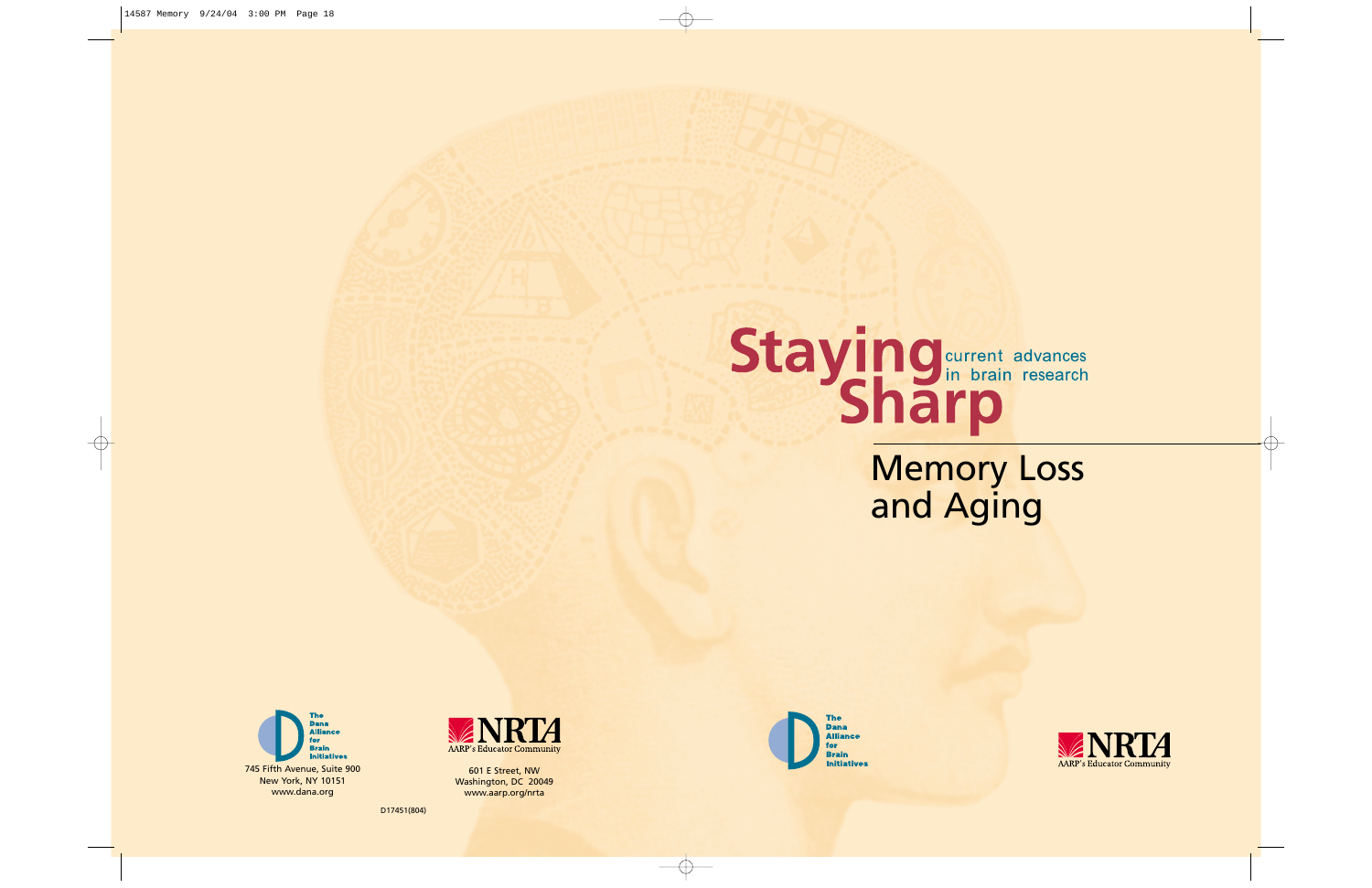# Staying Sharp

current advances in brain research

## Memory Loss and Aging

The Dana Alliance for Brain Initiatives

745 Fifth Avenue, Suite 900
New York, NY 10151
www.dana.org

NRTA
AARP's Educator Community

601 E Street, NW
Washington, DC 20049
www.aarp.org/nrta

D17451(804)

The Dana Alliance for Brain Initiatives

NRTA
AARP's Educator Community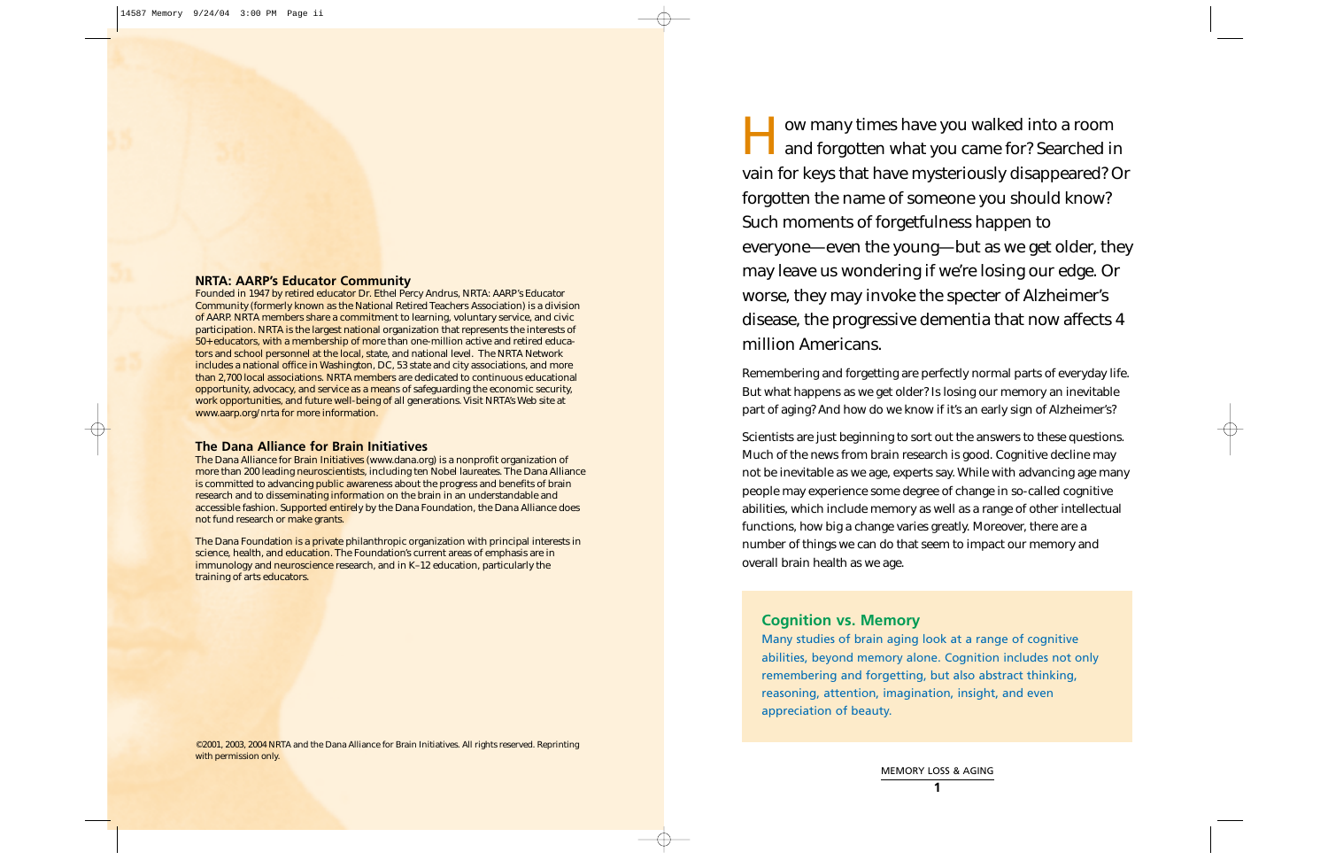## NRTA: AARP's Educator Community

Founded in 1947 by retired educator Dr. Ethel Percy Andrus, NRTA: AARP's Educator Community (formerly known as the National Retired Teachers Association) is a division of AARP. NRTA members share a commitment to learning, voluntary service, and civic participation. NRTA is the largest national organization that represents the interests of 50+ educators, with a membership of more than one-million active and retired educators and school personnel at the local, state, and national level. The NRTA Network includes a national office in Washington, DC, 53 state and city associations, and more than 2,700 local associations. NRTA members are dedicated to continuous educational opportunity, advocacy, and service as a means of safeguarding the economic security, work opportunities, and future well-being of all generations. Visit NRTA's Web site at www.aarp.org/nrta for more information.

## The Dana Alliance for Brain Initiatives

The Dana Alliance for Brain Initiatives (www.dana.org) is a nonprofit organization of more than 200 leading neuroscientists, including ten Nobel laureates. The Dana Alliance is committed to advancing public awareness about the progress and benefits of brain research and to disseminating information on the brain in an understandable and accessible fashion. Supported entirely by the Dana Foundation, the Dana Alliance does not fund research or make grants.

The Dana Foundation is a private philanthropic organization with principal interests in science, health, and education. The Foundation's current areas of emphasis are in immunology and neuroscience research, and in K–12 education, particularly the training of arts educators.

©2001, 2003, 2004 NRTA and the Dana Alliance for Brain Initiatives. All rights reserved. Reprinting with permission only.

How many times have you walked into a room and forgotten what you came for? Searched in vain for keys that have mysteriously disappeared? Or forgotten the name of someone you should know? Such moments of forgetfulness happen to everyone—even the young—but as we get older, they may leave us wondering if we're losing our edge. Or worse, they may invoke the specter of Alzheimer's disease, the progressive dementia that now affects 4 million Americans.

Remembering and forgetting are perfectly normal parts of everyday life. But what happens as we get older? Is losing our memory an inevitable part of aging? And how do we know if it's an early sign of Alzheimer's?

Scientists are just beginning to sort out the answers to these questions. Much of the news from brain research is good. Cognitive decline may not be inevitable as we age, experts say. While with advancing age many people may experience some degree of change in so-called cognitive abilities, which include memory as well as a range of other intellectual functions, how big a change varies greatly. Moreover, there are a number of things we can do that seem to impact our memory and overall brain health as we age.

### Cognition vs. Memory

Many studies of brain aging look at a range of cognitive abilities, beyond memory alone. Cognition includes not only remembering and forgetting, but also abstract thinking, reasoning, attention, imagination, insight, and even appreciation of beauty.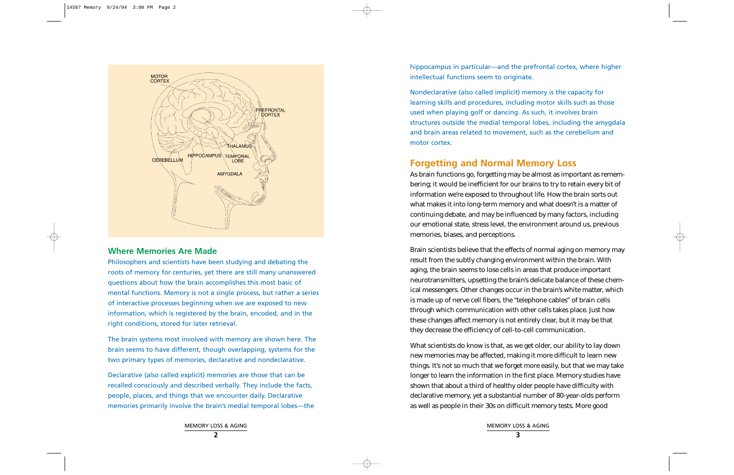## Where Memories Are Made

Philosophers and scientists have been studying and debating the roots of memory for centuries, yet there are still many unanswered questions about how the brain accomplishes this most basic of mental functions. Memory is not a single process, but rather a series of interactive processes beginning when we are exposed to new information, which is registered by the brain, encoded, and in the right conditions, stored for later retrieval.

The brain systems most involved with memory are shown here. The brain seems to have different, though overlapping, systems for the two primary types of memories, declarative and nondeclarative.

Declarative (also called explicit) memories are those that can be recalled consciously and described verbally. They include the facts, people, places, and things that we encounter daily. Declarative memories primarily involve the brain's medial temporal lobes—the hippocampus in particular—and the prefrontal cortex, where higher intellectual functions seem to originate.

Nondeclarative (also called implicit) memory is the capacity for learning skills and procedures, including motor skills such as those used when playing golf or dancing. As such, it involves brain structures outside the medial temporal lobes, including the amygdala and brain areas related to movement, such as the cerebellum and motor cortex.

## Forgetting and Normal Memory Loss

As brain functions go, forgetting may be almost as important as remembering; it would be inefficient for our brains to try to retain every bit of information we're exposed to throughout life. How the brain sorts out what makes it into long-term memory and what doesn't is a matter of continuing debate, and may be influenced by many factors, including our emotional state, stress level, the environment around us, previous memories, biases, and perceptions.

Brain scientists believe that the effects of normal aging on memory may result from the subtly changing environment within the brain. With aging, the brain seems to lose cells in areas that produce important neurotransmitters, upsetting the brain's delicate balance of these chemical messengers. Other changes occur in the brain's white matter, which is made up of nerve cell fibers, the "telephone cables" of brain cells through which communication with other cells takes place. Just how these changes affect memory is not entirely clear, but it may be that they decrease the efficiency of cell-to-cell communication.

What scientists do know is that, as we get older, our ability to lay down new memories may be affected, making it more difficult to learn new things. It's not so much that we forget more easily, but that we may take longer to learn the information in the first place. Memory studies have shown that about a third of healthy older people have difficulty with declarative memory, yet a substantial number of 80-year-olds perform as well as people in their 30s on difficult memory tests. More good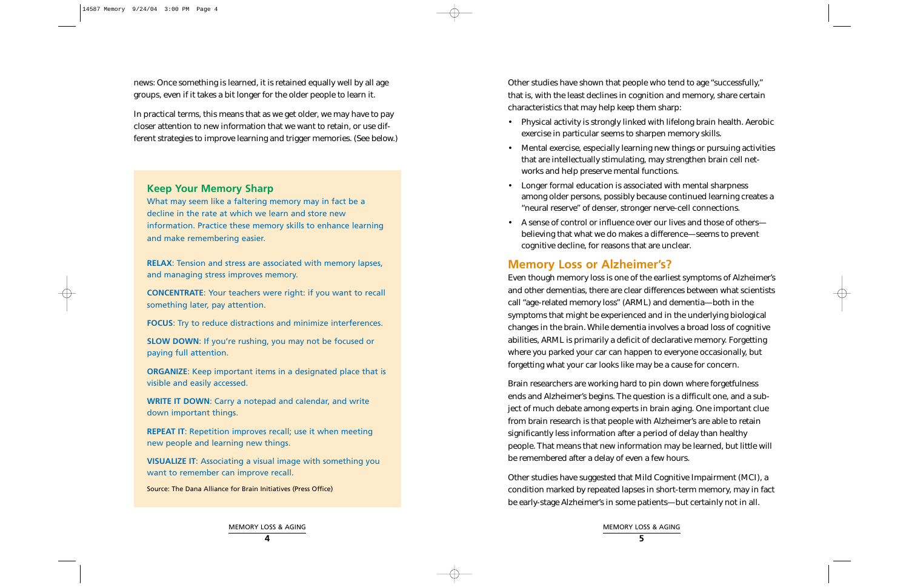news: Once something is learned, it is retained equally well by all age groups, even if it takes a bit longer for the older people to learn it.

In practical terms, this means that as we get older, we may have to pay closer attention to new information that we want to retain, or use different strategies to improve learning and trigger memories. (See below.)

## Keep Your Memory Sharp

What may seem like a faltering memory may in fact be a decline in the rate at which we learn and store new information. Practice these memory skills to enhance learning and make remembering easier.

**RELAX**: Tension and stress are associated with memory lapses, and managing stress improves memory.

**CONCENTRATE**: Your teachers were right: if you want to recall something later, pay attention.

**FOCUS**: Try to reduce distractions and minimize interferences.

**SLOW DOWN**: If you're rushing, you may not be focused or paying full attention.

**ORGANIZE**: Keep important items in a designated place that is visible and easily accessed.

**WRITE IT DOWN**: Carry a notepad and calendar, and write down important things.

**REPEAT IT**: Repetition improves recall; use it when meeting new people and learning new things.

**VISUALIZE IT**: Associating a visual image with something you want to remember can improve recall.

Source: The Dana Alliance for Brain Initiatives (Press Office)

Other studies have shown that people who tend to age "successfully," that is, with the least declines in cognition and memory, share certain characteristics that may help keep them sharp:

- Physical activity is strongly linked with lifelong brain health. Aerobic exercise in particular seems to sharpen memory skills.
- Mental exercise, especially learning new things or pursuing activities that are intellectually stimulating, may strengthen brain cell networks and help preserve mental functions.
- Longer formal education is associated with mental sharpness among older persons, possibly because continued learning creates a "neural reserve" of denser, stronger nerve-cell connections.
- A sense of control or influence over our lives and those of others—believing that what we do makes a difference—seems to prevent cognitive decline, for reasons that are unclear.

## Memory Loss or Alzheimer's?

Even though memory loss is one of the earliest symptoms of Alzheimer's and other dementias, there are clear differences between what scientists call "age-related memory loss" (ARML) and dementia—both in the symptoms that might be experienced and in the underlying biological changes in the brain. While dementia involves a broad loss of cognitive abilities, ARML is primarily a deficit of declarative memory. Forgetting where you parked your car can happen to everyone occasionally, but forgetting what your car looks like may be a cause for concern.

Brain researchers are working hard to pin down where forgetfulness ends and Alzheimer's begins. The question is a difficult one, and a subject of much debate among experts in brain aging. One important clue from brain research is that people with Alzheimer's are able to retain significantly less information after a period of delay than healthy people. That means that new information may be learned, but little will be remembered after a delay of even a few hours.

Other studies have suggested that Mild Cognitive Impairment (MCI), a condition marked by repeated lapses in short-term memory, may in fact be early-stage Alzheimer's in some patients—but certainly not in all.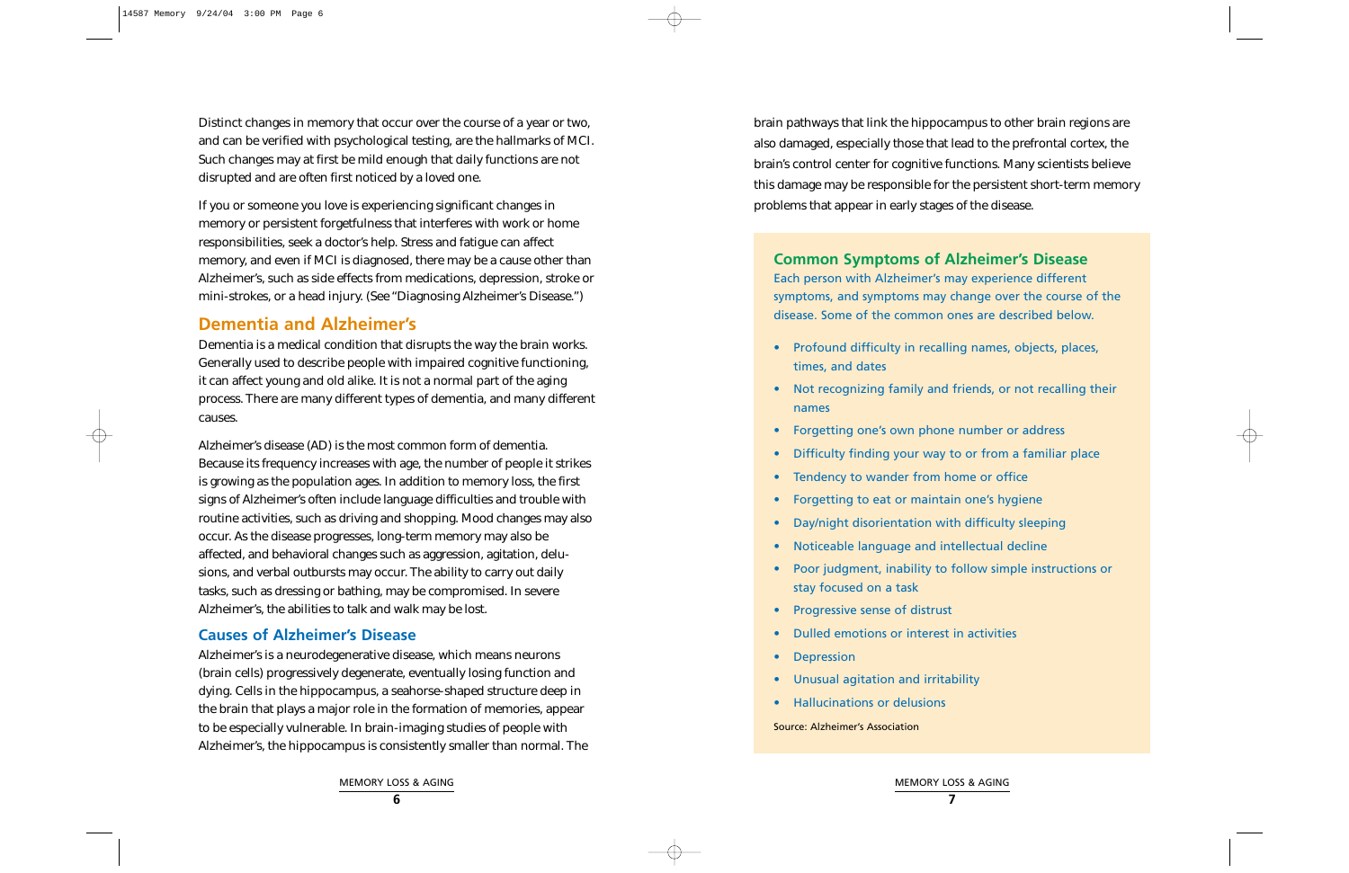Distinct changes in memory that occur over the course of a year or two, and can be verified with psychological testing, are the hallmarks of MCI. Such changes may at first be mild enough that daily functions are not disrupted and are often first noticed by a loved one.

If you or someone you love is experiencing significant changes in memory or persistent forgetfulness that interferes with work or home responsibilities, seek a doctor's help. Stress and fatigue can affect memory, and even if MCI is diagnosed, there may be a cause other than Alzheimer's, such as side effects from medications, depression, stroke or mini-strokes, or a head injury. (See "Diagnosing Alzheimer's Disease.")

## Dementia and Alzheimer's

Dementia is a medical condition that disrupts the way the brain works. Generally used to describe people with impaired cognitive functioning, it can affect young and old alike. It is not a normal part of the aging process. There are many different types of dementia, and many different causes.

Alzheimer's disease (AD) is the most common form of dementia. Because its frequency increases with age, the number of people it strikes is growing as the population ages. In addition to memory loss, the first signs of Alzheimer's often include language difficulties and trouble with routine activities, such as driving and shopping. Mood changes may also occur. As the disease progresses, long-term memory may also be affected, and behavioral changes such as aggression, agitation, delusions, and verbal outbursts may occur. The ability to carry out daily tasks, such as dressing or bathing, may be compromised. In severe Alzheimer's, the abilities to talk and walk may be lost.

### Causes of Alzheimer's Disease

Alzheimer's is a neurodegenerative disease, which means neurons (brain cells) progressively degenerate, eventually losing function and dying. Cells in the hippocampus, a seahorse-shaped structure deep in the brain that plays a major role in the formation of memories, appear to be especially vulnerable. In brain-imaging studies of people with Alzheimer's, the hippocampus is consistently smaller than normal. The brain pathways that link the hippocampus to other brain regions are also damaged, especially those that lead to the prefrontal cortex, the brain's control center for cognitive functions. Many scientists believe this damage may be responsible for the persistent short-term memory problems that appear in early stages of the disease.

### Common Symptoms of Alzheimer's Disease

Each person with Alzheimer's may experience different symptoms, and symptoms may change over the course of the disease. Some of the common ones are described below.

- Profound difficulty in recalling names, objects, places, times, and dates
- Not recognizing family and friends, or not recalling their names
- Forgetting one's own phone number or address
- Difficulty finding your way to or from a familiar place
- Tendency to wander from home or office
- Forgetting to eat or maintain one's hygiene
- Day/night disorientation with difficulty sleeping
- Noticeable language and intellectual decline
- Poor judgment, inability to follow simple instructions or stay focused on a task
- Progressive sense of distrust
- Dulled emotions or interest in activities
- Depression
- Unusual agitation and irritability
- Hallucinations or delusions

Source: Alzheimer's Association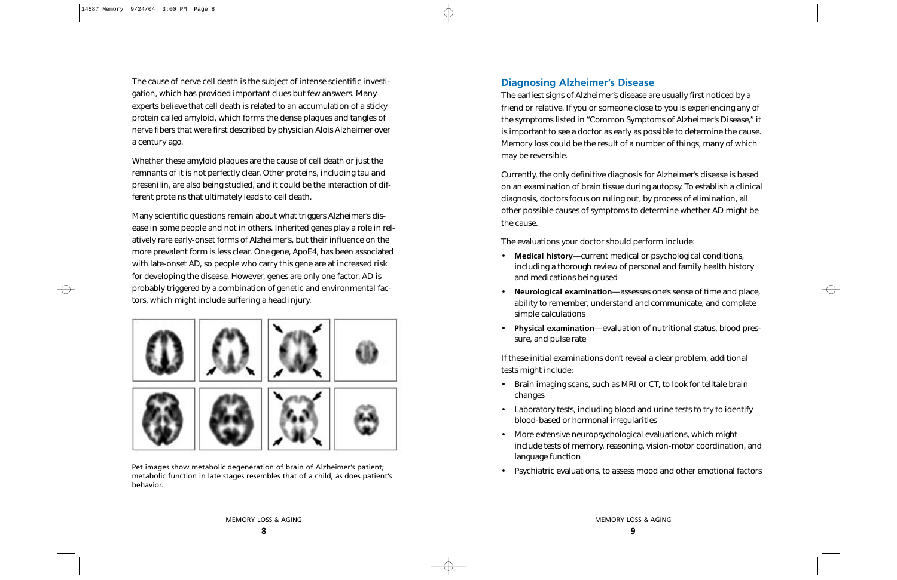The cause of nerve cell death is the subject of intense scientific investigation, which has provided important clues but few answers. Many experts believe that cell death is related to an accumulation of a sticky protein called amyloid, which forms the dense plaques and tangles of nerve fibers that were first described by physician Alois Alzheimer over a century ago.

Whether these amyloid plaques are the cause of cell death or just the remnants of it is not perfectly clear. Other proteins, including tau and presenilin, are also being studied, and it could be the interaction of different proteins that ultimately leads to cell death.

Many scientific questions remain about what triggers Alzheimer's disease in some people and not in others. Inherited genes play a role in relatively rare early-onset forms of Alzheimer's, but their influence on the more prevalent form is less clear. One gene, ApoE4, has been associated with late-onset AD, so people who carry this gene are at increased risk for developing the disease. However, genes are only one factor. AD is probably triggered by a combination of genetic and environmental factors, which might include suffering a head injury.

Pet images show metabolic degeneration of brain of Alzheimer's patient; metabolic function in late stages resembles that of a child, as does patient's behavior.

## Diagnosing Alzheimer's Disease

The earliest signs of Alzheimer's disease are usually first noticed by a friend or relative. If you or someone close to you is experiencing any of the symptoms listed in "Common Symptoms of Alzheimer's Disease," it is important to see a doctor as early as possible to determine the cause. Memory loss could be the result of a number of things, many of which may be reversible.

Currently, the only definitive diagnosis for Alzheimer's disease is based on an examination of brain tissue during autopsy. To establish a clinical diagnosis, doctors focus on ruling out, by process of elimination, all other possible causes of symptoms to determine whether AD might be the cause.

The evaluations your doctor should perform include:

- **Medical history**—current medical or psychological conditions, including a thorough review of personal and family health history and medications being used
- **Neurological examination**—assesses one's sense of time and place, ability to remember, understand and communicate, and complete simple calculations
- **Physical examination**—evaluation of nutritional status, blood pressure, and pulse rate

If these initial examinations don't reveal a clear problem, additional tests might include:

- Brain imaging scans, such as MRI or CT, to look for telltale brain changes
- Laboratory tests, including blood and urine tests to try to identify blood-based or hormonal irregularities
- More extensive neuropsychological evaluations, which might include tests of memory, reasoning, vision-motor coordination, and language function
- Psychiatric evaluations, to assess mood and other emotional factors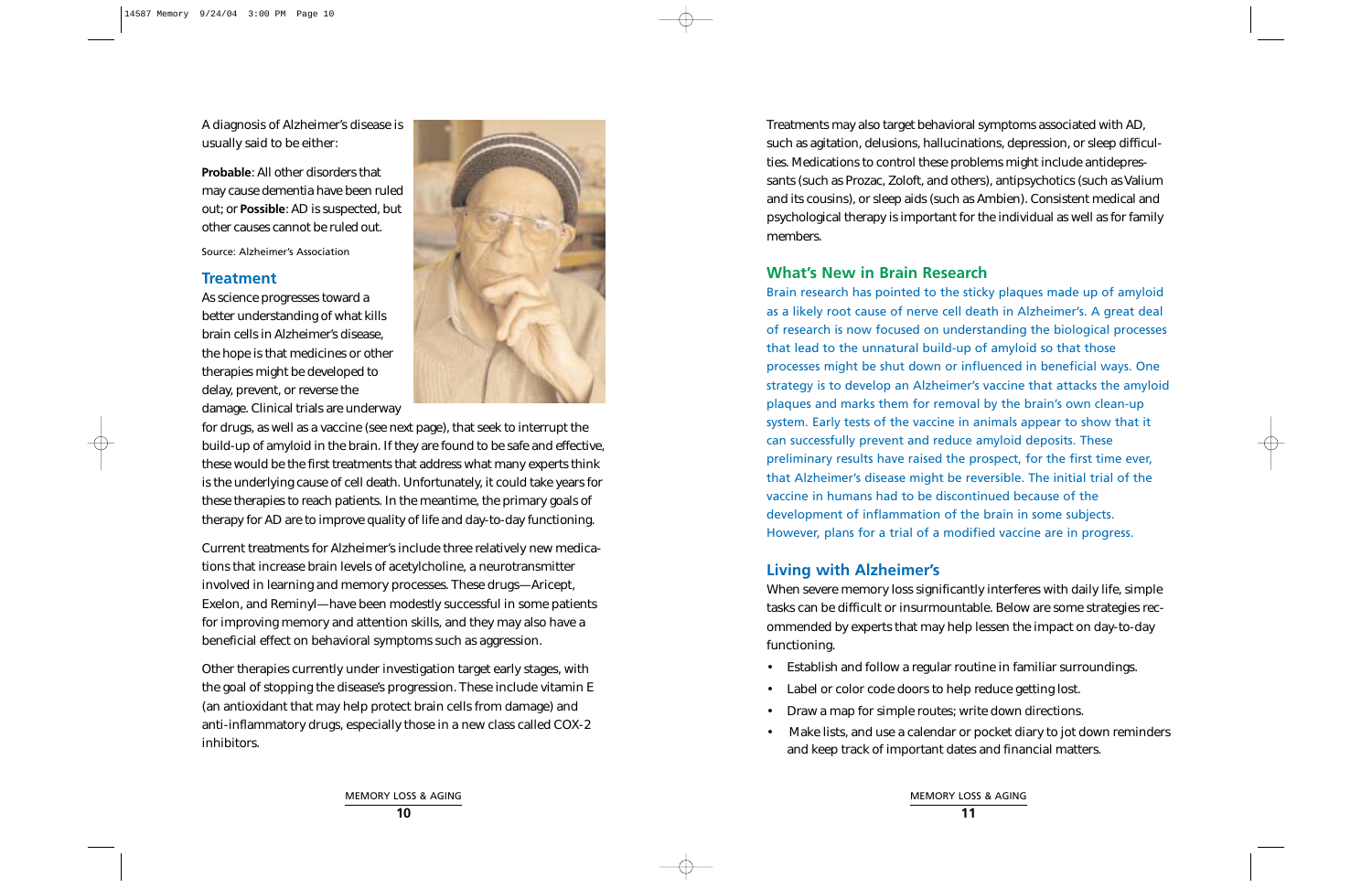A diagnosis of Alzheimer's disease is usually said to be either:

**Probable**: All other disorders that may cause dementia have been ruled out; or **Possible**: AD is suspected, but other causes cannot be ruled out.

Source: Alzheimer's Association

## Treatment

As science progresses toward a better understanding of what kills brain cells in Alzheimer's disease, the hope is that medicines or other therapies might be developed to delay, prevent, or reverse the damage. Clinical trials are underway for drugs, as well as a vaccine (see next page), that seek to interrupt the build-up of amyloid in the brain. If they are found to be safe and effective, these would be the first treatments that address what many experts think is the underlying cause of cell death. Unfortunately, it could take years for these therapies to reach patients. In the meantime, the primary goals of therapy for AD are to improve quality of life and day-to-day functioning.

Current treatments for Alzheimer's include three relatively new medications that increase brain levels of acetylcholine, a neurotransmitter involved in learning and memory processes. These drugs—Aricept, Exelon, and Reminyl—have been modestly successful in some patients for improving memory and attention skills, and they may also have a beneficial effect on behavioral symptoms such as aggression.

Other therapies currently under investigation target early stages, with the goal of stopping the disease's progression. These include vitamin E (an antioxidant that may help protect brain cells from damage) and anti-inflammatory drugs, especially those in a new class called COX-2 inhibitors.

Treatments may also target behavioral symptoms associated with AD, such as agitation, delusions, hallucinations, depression, or sleep difficulties. Medications to control these problems might include antidepressants (such as Prozac, Zoloft, and others), antipsychotics (such as Valium and its cousins), or sleep aids (such as Ambien). Consistent medical and psychological therapy is important for the individual as well as for family members.

## What's New in Brain Research

Brain research has pointed to the sticky plaques made up of amyloid as a likely root cause of nerve cell death in Alzheimer's. A great deal of research is now focused on understanding the biological processes that lead to the unnatural build-up of amyloid so that those processes might be shut down or influenced in beneficial ways. One strategy is to develop an Alzheimer's vaccine that attacks the amyloid plaques and marks them for removal by the brain's own clean-up system. Early tests of the vaccine in animals appear to show that it can successfully prevent and reduce amyloid deposits. These preliminary results have raised the prospect, for the first time ever, that Alzheimer's disease might be reversible. The initial trial of the vaccine in humans had to be discontinued because of the development of inflammation of the brain in some subjects. However, plans for a trial of a modified vaccine are in progress.

## Living with Alzheimer's

When severe memory loss significantly interferes with daily life, simple tasks can be difficult or insurmountable. Below are some strategies recommended by experts that may help lessen the impact on day-to-day functioning.

- Establish and follow a regular routine in familiar surroundings.
- Label or color code doors to help reduce getting lost.
- Draw a map for simple routes; write down directions.
- Make lists, and use a calendar or pocket diary to jot down reminders and keep track of important dates and financial matters.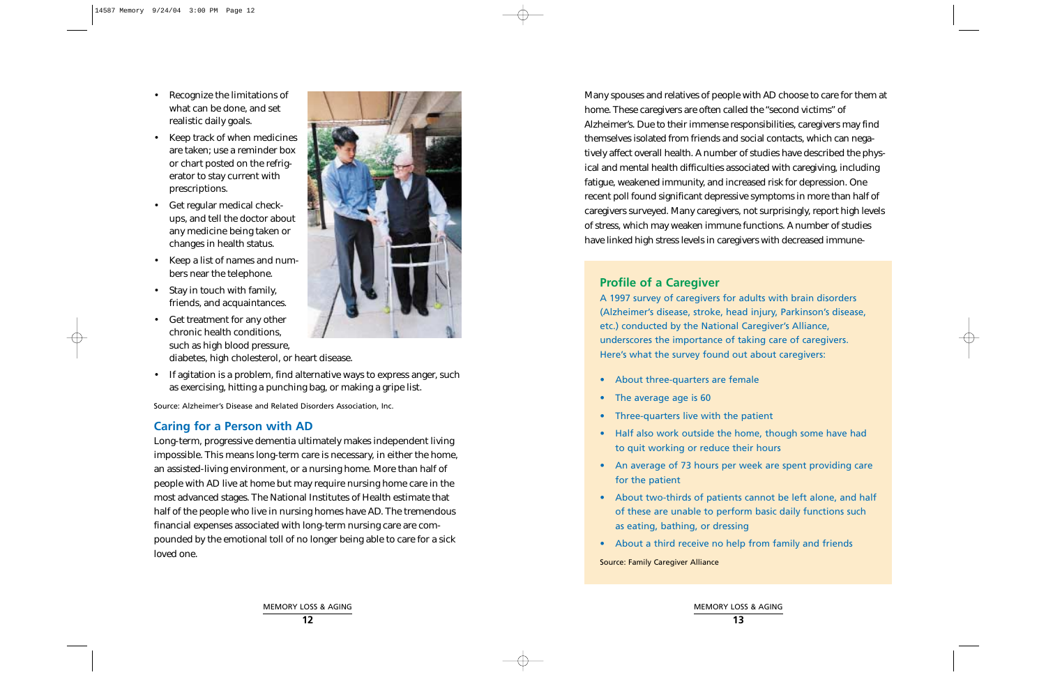- Recognize the limitations of what can be done, and set realistic daily goals.
- Keep track of when medicines are taken; use a reminder box or chart posted on the refrigerator to stay current with prescriptions.
- Get regular medical check-ups, and tell the doctor about any medicine being taken or changes in health status.
- Keep a list of names and numbers near the telephone.
- Stay in touch with family, friends, and acquaintances.
- Get treatment for any other chronic health conditions, such as high blood pressure, diabetes, high cholesterol, or heart disease.
- If agitation is a problem, find alternative ways to express anger, such as exercising, hitting a punching bag, or making a gripe list.

Source: Alzheimer's Disease and Related Disorders Association, Inc.

## Caring for a Person with AD

Long-term, progressive dementia ultimately makes independent living impossible. This means long-term care is necessary, in either the home, an assisted-living environment, or a nursing home. More than half of people with AD live at home but may require nursing home care in the most advanced stages. The National Institutes of Health estimate that half of the people who live in nursing homes have AD. The tremendous financial expenses associated with long-term nursing care are compounded by the emotional toll of no longer being able to care for a sick loved one.

Many spouses and relatives of people with AD choose to care for them at home. These caregivers are often called the "second victims" of Alzheimer's. Due to their immense responsibilities, caregivers may find themselves isolated from friends and social contacts, which can negatively affect overall health. A number of studies have described the physical and mental health difficulties associated with caregiving, including fatigue, weakened immunity, and increased risk for depression. One recent poll found significant depressive symptoms in more than half of caregivers surveyed. Many caregivers, not surprisingly, report high levels of stress, which may weaken immune functions. A number of studies have linked high stress levels in caregivers with decreased immune-

### Profile of a Caregiver

A 1997 survey of caregivers for adults with brain disorders (Alzheimer's disease, stroke, head injury, Parkinson's disease, etc.) conducted by the National Caregiver's Alliance, underscores the importance of taking care of caregivers. Here's what the survey found out about caregivers:

- About three-quarters are female
- The average age is 60
- Three-quarters live with the patient
- Half also work outside the home, though some have had to quit working or reduce their hours
- An average of 73 hours per week are spent providing care for the patient
- About two-thirds of patients cannot be left alone, and half of these are unable to perform basic daily functions such as eating, bathing, or dressing
- About a third receive no help from family and friends

Source: Family Caregiver Alliance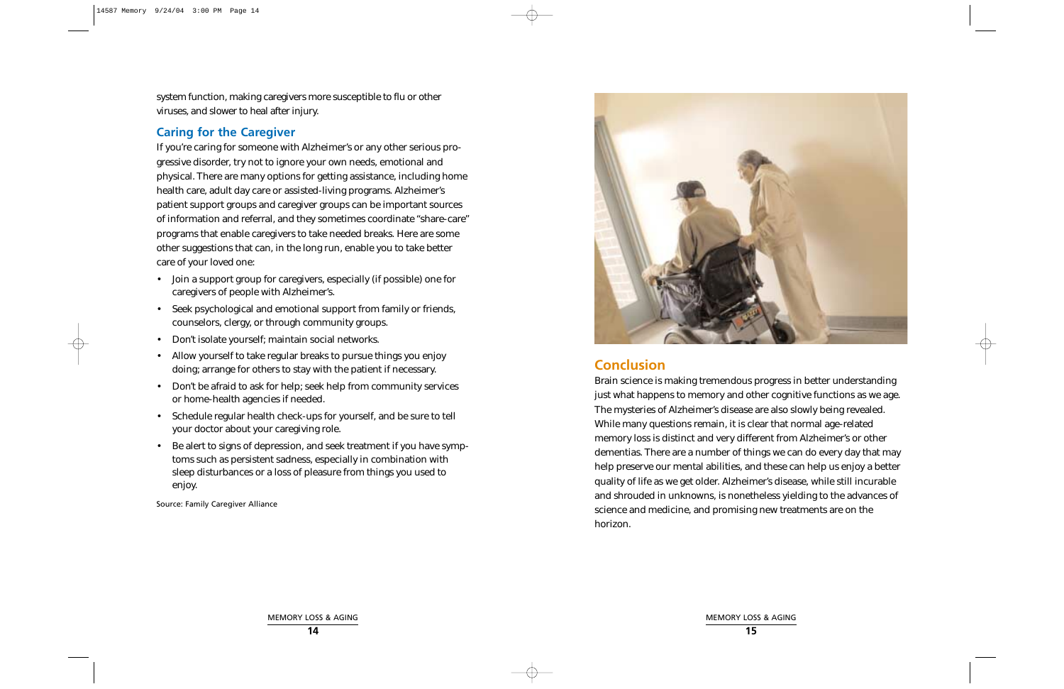system function, making caregivers more susceptible to flu or other viruses, and slower to heal after injury.

### Caring for the Caregiver

If you're caring for someone with Alzheimer's or any other serious progressive disorder, try not to ignore your own needs, emotional and physical. There are many options for getting assistance, including home health care, adult day care or assisted-living programs. Alzheimer's patient support groups and caregiver groups can be important sources of information and referral, and they sometimes coordinate "share-care" programs that enable caregivers to take needed breaks. Here are some other suggestions that can, in the long run, enable you to take better care of your loved one:

- Join a support group for caregivers, especially (if possible) one for caregivers of people with Alzheimer's.
- Seek psychological and emotional support from family or friends, counselors, clergy, or through community groups.
- Don't isolate yourself; maintain social networks.
- Allow yourself to take regular breaks to pursue things you enjoy doing; arrange for others to stay with the patient if necessary.
- Don't be afraid to ask for help; seek help from community services or home-health agencies if needed.
- Schedule regular health check-ups for yourself, and be sure to tell your doctor about your caregiving role.
- Be alert to signs of depression, and seek treatment if you have symptoms such as persistent sadness, especially in combination with sleep disturbances or a loss of pleasure from things you used to enjoy.

Source: Family Caregiver Alliance

## Conclusion

Brain science is making tremendous progress in better understanding just what happens to memory and other cognitive functions as we age. The mysteries of Alzheimer's disease are also slowly being revealed. While many questions remain, it is clear that normal age-related memory loss is distinct and very different from Alzheimer's or other dementias. There are a number of things we can do every day that may help preserve our mental abilities, and these can help us enjoy a better quality of life as we get older. Alzheimer's disease, while still incurable and shrouded in unknowns, is nonetheless yielding to the advances of science and medicine, and promising new treatments are on the horizon.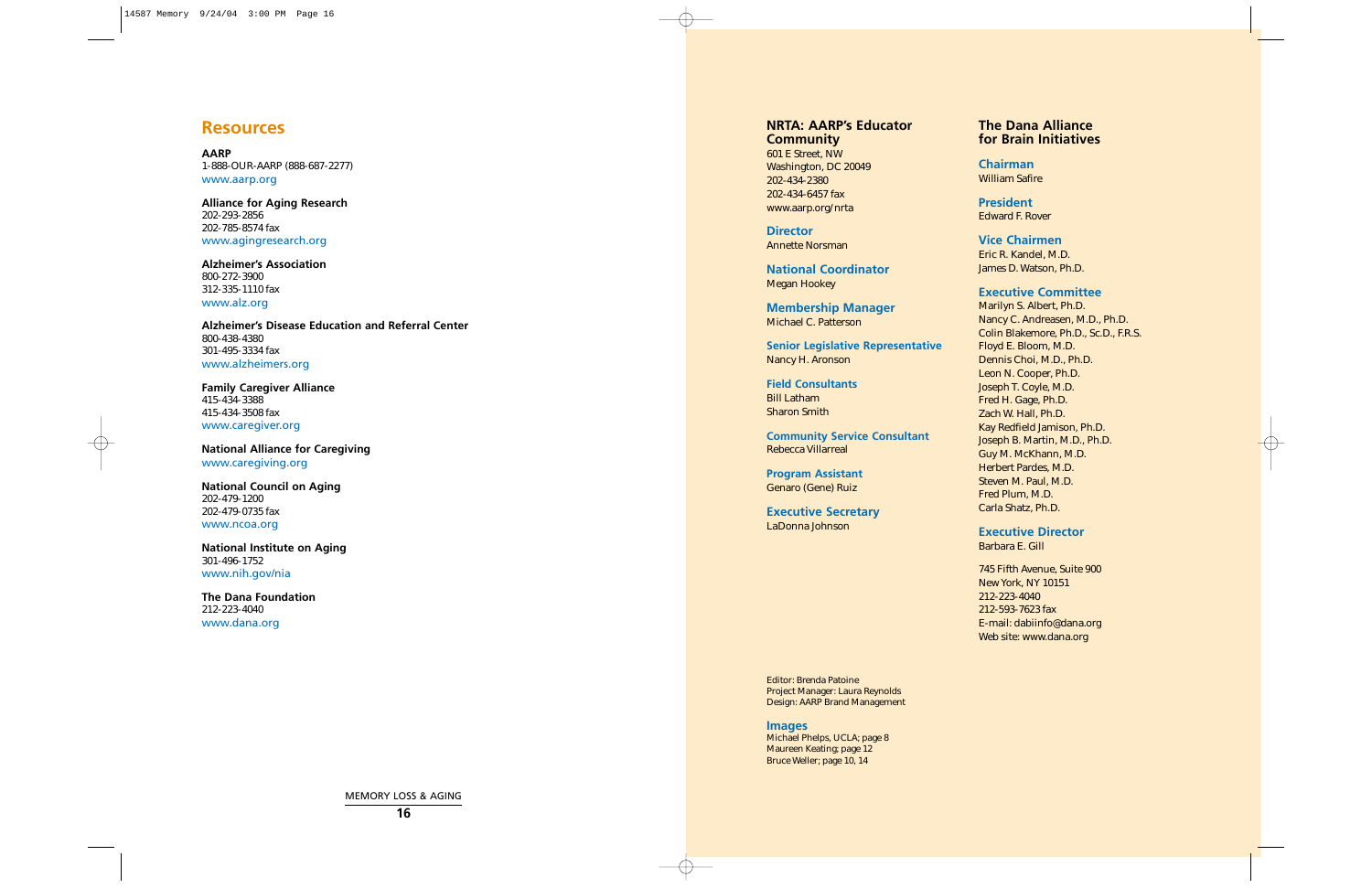## Resources

**AARP**
1-888-OUR-AARP (888-687-2277)
www.aarp.org

**Alliance for Aging Research**
202-293-2856
202-785-8574 fax
www.agingresearch.org

**Alzheimer's Association**
800-272-3900
312-335-1110 fax
www.alz.org

**Alzheimer's Disease Education and Referral Center**
800-438-4380
301-495-3334 fax
www.alzheimers.org

**Family Caregiver Alliance**
415-434-3388
415-434-3508 fax
www.caregiver.org

**National Alliance for Caregiving**
www.caregiving.org

**National Council on Aging**
202-479-1200
202-479-0735 fax
www.ncoa.org

**National Institute on Aging**
301-496-1752
www.nih.gov/nia

**The Dana Foundation**
212-223-4040
www.dana.org

### NRTA: AARP's Educator Community

601 E Street, NW
Washington, DC 20049
202-434-2380
202-434-6457 fax
www.aarp.org/nrta

**Director**
Annette Norsman

**National Coordinator**
Megan Hookey

**Membership Manager**
Michael C. Patterson

**Senior Legislative Representative**
Nancy H. Aronson

**Field Consultants**
Bill Latham
Sharon Smith

**Community Service Consultant**
Rebecca Villarreal

**Program Assistant**
Genaro (Gene) Ruiz

**Executive Secretary**
LaDonna Johnson

### The Dana Alliance for Brain Initiatives

**Chairman**
William Safire

**President**
Edward F. Rover

**Vice Chairmen**
Eric R. Kandel, M.D.
James D. Watson, Ph.D.

**Executive Committee**
Marilyn S. Albert, Ph.D.
Nancy C. Andreasen, M.D., Ph.D.
Colin Blakemore, Ph.D., Sc.D., F.R.S.
Floyd E. Bloom, M.D.
Dennis Choi, M.D., Ph.D.
Leon N. Cooper, Ph.D.
Joseph T. Coyle, M.D.
Fred H. Gage, Ph.D.
Zach W. Hall, Ph.D.
Kay Redfield Jamison, Ph.D.
Joseph B. Martin, M.D., Ph.D.
Guy M. McKhann, M.D.
Herbert Pardes, M.D.
Steven M. Paul, M.D.
Fred Plum, M.D.
Carla Shatz, Ph.D.

**Executive Director**
Barbara E. Gill

745 Fifth Avenue, Suite 900
New York, NY 10151
212-223-4040
212-593-7623 fax
E-mail: dabiinfo@dana.org
Web site: www.dana.org

Editor: Brenda Patoine
Project Manager: Laura Reynolds
Design: AARP Brand Management

**Images**
Michael Phelps, UCLA; page 8
Maureen Keating; page 12
Bruce Weller; page 10, 14